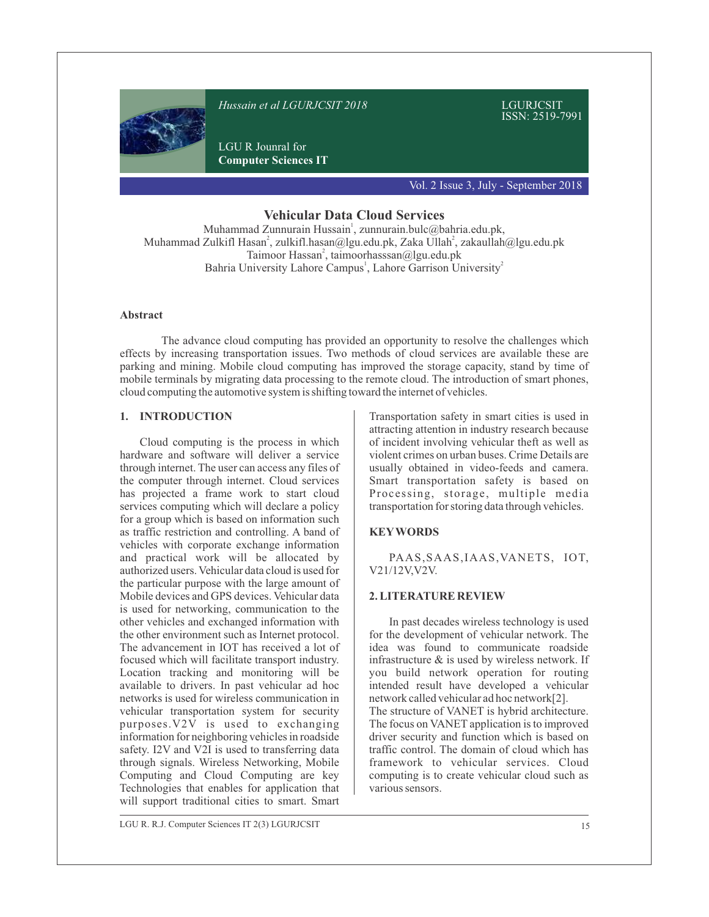# Vehicular Data Cloud Services

Muhammad Zunnurain Hussain[1], zunnurain.bulc@bahria.edu.pk,
Muhammad Zulkifl Hasan[2], zulkifl.hasan@lgu.edu.pk, Zaka Ullah[2], zakaullah@lgu.edu.pk
Taimoor Hassan[2], taimoorhasssan@lgu.edu.pk
Bahria University Lahore Campus[1], Lahore Garrison University[2]

## Abstract

The advance cloud computing has provided an opportunity to resolve the challenges which effects by increasing transportation issues. Two methods of cloud services are available these are parking and mining. Mobile cloud computing has improved the storage capacity, stand by time of mobile terminals by migrating data processing to the remote cloud. The introduction of smart phones, cloud computing the automotive system is shifting toward the internet of vehicles.

## 1. INTRODUCTION

Cloud computing is the process in which hardware and software will deliver a service through internet. The user can access any files of the computer through internet. Cloud services has projected a frame work to start cloud services computing which will declare a policy for a group which is based on information such as traffic restriction and controlling. A band of vehicles with corporate exchange information and practical work will be allocated by authorized users. Vehicular data cloud is used for the particular purpose with the large amount of Mobile devices and GPS devices. Vehicular data is used for networking, communication to the other vehicles and exchanged information with the other environment such as Internet protocol. The advancement in IOT has received a lot of focused which will facilitate transport industry. Location tracking and monitoring will be available to drivers. In past vehicular ad hoc networks is used for wireless communication in vehicular transportation system for security purposes.V2V is used to exchanging information for neighboring vehicles in roadside safety. I2V and V2I is used to transferring data through signals. Wireless Networking, Mobile Computing and Cloud Computing are key Technologies that enables for application that will support traditional cities to smart. Smart Transportation safety in smart cities is used in attracting attention in industry research because of incident involving vehicular theft as well as violent crimes on urban buses. Crime Details are usually obtained in video-feeds and camera. Smart transportation safety is based on Processing, storage, multiple media transportation for storing data through vehicles.

## KEYWORDS

PAAS,SAAS,IAAS,VANETS, IOT, V21/12V,V2V.

## 2. LITERATURE REVIEW

In past decades wireless technology is used for the development of vehicular network. The idea was found to communicate roadside infrastructure & is used by wireless network. If you build network operation for routing intended result have developed a vehicular network called vehicular ad hoc network[2].

The structure of VANET is hybrid architecture. The focus on VANET application is to improved driver security and function which is based on traffic control. The domain of cloud which has framework to vehicular services. Cloud computing is to create vehicular cloud such as various sensors.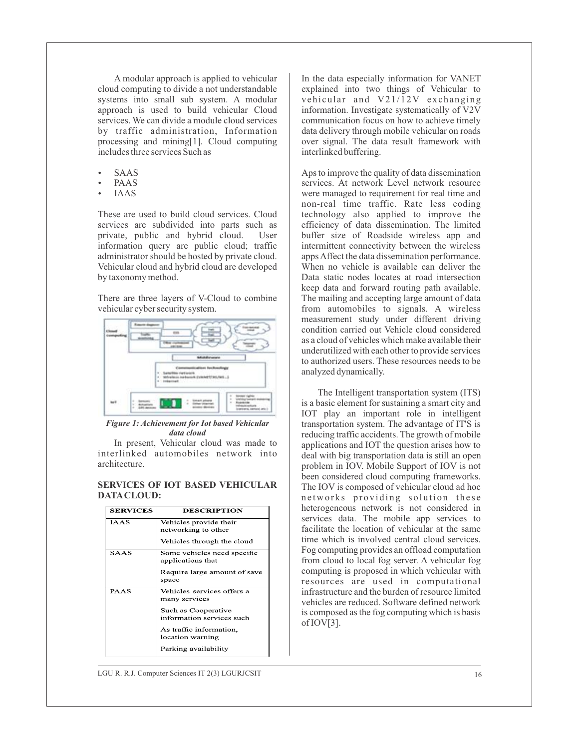A modular approach is applied to vehicular cloud computing to divide a not understandable systems into small sub system. A modular approach is used to build vehicular Cloud services. We can divide a module cloud services by traffic administration, Information processing and mining[1]. Cloud computing includes three services Such as

- SAAS
- PAAS
- IAAS

These are used to build cloud services. Cloud services are subdivided into parts such as private, public and hybrid cloud. User information query are public cloud; traffic administrator should be hosted by private cloud. Vehicular cloud and hybrid cloud are developed by taxonomy method.

There are three layers of V-Cloud to combine vehicular cyber security system.

*Figure 1: Achievement for Iot based Vehicular data cloud*

In present, Vehicular cloud was made to interlinked automobiles network into architecture.

**SERVICES OF IOT BASED VEHICULAR DATA CLOUD:**

| SERVICES | DESCRIPTION |
|---|---|
| IAAS | Vehicles provide their networking to other<br>Vehicles through the cloud |
| SAAS | Some vehicles need specific applications that<br>Require large amount of save space |
| PAAS | Vehicles services offers a many services<br>Such as Cooperative information services such<br>As traffic information, location warning<br>Parking availability |

In the data especially information for VANET explained into two things of Vehicular to vehicular and V21/12V exchanging information. Investigate systematically of V2V communication focus on how to achieve timely data delivery through mobile vehicular on roads over signal. The data result framework with interlinked buffering.

Aps to improve the quality of data dissemination services. At network Level network resource were managed to requirement for real time and non-real time traffic. Rate less coding technology also applied to improve the efficiency of data dissemination. The limited buffer size of Roadside wireless app and intermittent connectivity between the wireless apps Affect the data dissemination performance. When no vehicle is available can deliver the Data static nodes locates at road intersection keep data and forward routing path available. The mailing and accepting large amount of data from automobiles to signals. A wireless measurement study under different driving condition carried out Vehicle cloud considered as a cloud of vehicles which make available their underutilized with each other to provide services to authorized users. These resources needs to be analyzed dynamically.

The Intelligent transportation system (ITS) is a basic element for sustaining a smart city and IOT play an important role in intelligent transportation system. The advantage of IT'S is reducing traffic accidents. The growth of mobile applications and IOT the question arises how to deal with big transportation data is still an open problem in IOV. Mobile Support of IOV is not been considered cloud computing frameworks. The IOV is composed of vehicular cloud ad hoc networks providing solution these heterogeneous network is not considered in services data. The mobile app services to facilitate the location of vehicular at the same time which is involved central cloud services. Fog computing provides an offload computation from cloud to local fog server. A vehicular fog computing is proposed in which vehicular with resources are used in computational infrastructure and the burden of resource limited vehicles are reduced. Software defined network is composed as the fog computing which is basis of IOV[3].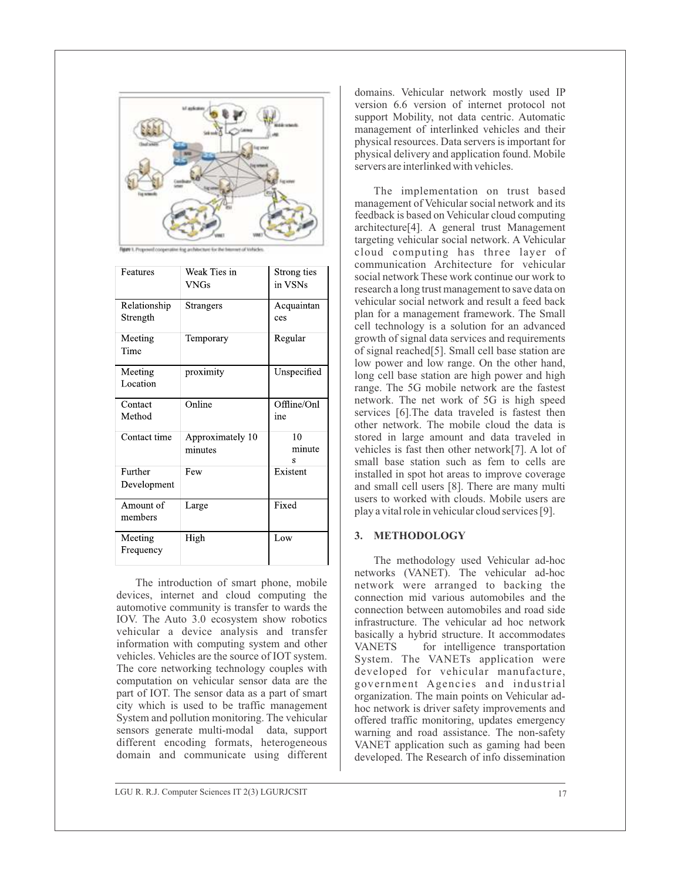Figure 1. Proposed cooperative fog architecture for the Internet of Vehicles.

| Features | Weak Ties in VNGs | Strong ties in VSNs |
|---|---|---|
| Relationship Strength | Strangers | Acquaintances |
| Meeting Time | Temporary | Regular |
| Meeting Location | proximity | Unspecified |
| Contact Method | Online | Offline/Online |
| Contact time | Approximately 10 minutes | 10 minutes |
| Further Development | Few | Existent |
| Amount of members | Large | Fixed |
| Meeting Frequency | High | Low |

The introduction of smart phone, mobile devices, internet and cloud computing the automotive community is transfer to wards the IOV. The Auto 3.0 ecosystem show robotics vehicular a device analysis and transfer information with computing system and other vehicles. Vehicles are the source of IOT system. The core networking technology couples with computation on vehicular sensor data are the part of IOT. The sensor data as a part of smart city which is used to be traffic management System and pollution monitoring. The vehicular sensors generate multi-modal data, support different encoding formats, heterogeneous domain and communicate using different domains. Vehicular network mostly used IP version 6.6 version of internet protocol not support Mobility, not data centric. Automatic management of interlinked vehicles and their physical resources. Data servers is important for physical delivery and application found. Mobile servers are interlinked with vehicles.

The implementation on trust based management of Vehicular social network and its feedback is based on Vehicular cloud computing architecture[4]. A general trust Management targeting vehicular social network. A Vehicular cloud computing has three layer of communication Architecture for vehicular social network These work continue our work to research a long trust management to save data on vehicular social network and result a feed back plan for a management framework. The Small cell technology is a solution for an advanced growth of signal data services and requirements of signal reached[5]. Small cell base station are low power and low range. On the other hand, long cell base station are high power and high range. The 5G mobile network are the fastest network. The net work of 5G is high speed services [6].The data traveled is fastest then other network. The mobile cloud the data is stored in large amount and data traveled in vehicles is fast then other network[7]. A lot of small base station such as fem to cells are installed in spot hot areas to improve coverage and small cell users [8]. There are many multi users to worked with clouds. Mobile users are play a vital role in vehicular cloud services [9].

## 3. METHODOLOGY

The methodology used Vehicular ad-hoc networks (VANET). The vehicular ad-hoc network were arranged to backing the connection mid various automobiles and the connection between automobiles and road side infrastructure. The vehicular ad hoc network basically a hybrid structure. It accommodates VANETS for intelligence transportation System. The VANETs application were developed for vehicular manufacture, government Agencies and industrial organization. The main points on Vehicular ad-hoc network is driver safety improvements and offered traffic monitoring, updates emergency warning and road assistance. The non-safety VANET application such as gaming had been developed. The Research of info dissemination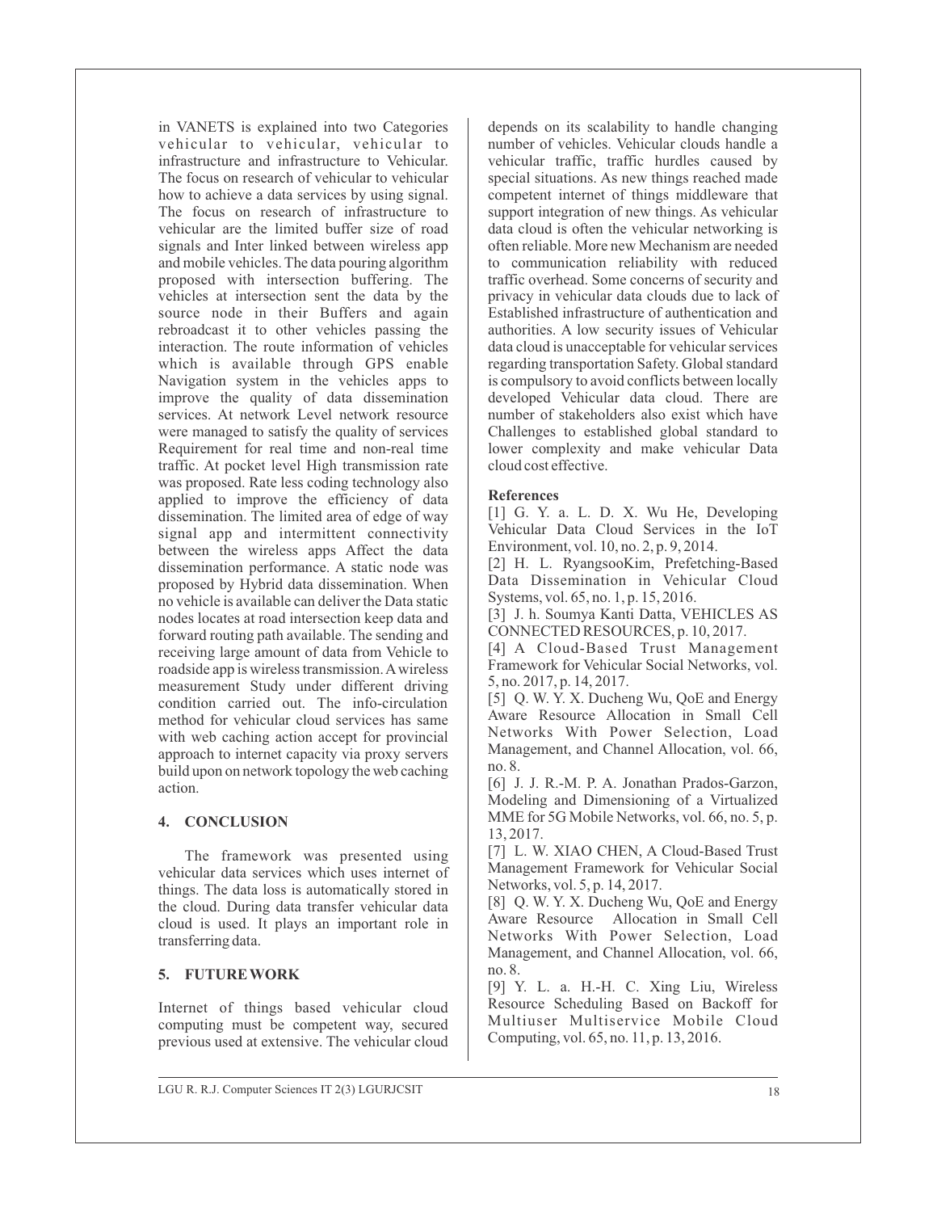in VANETS is explained into two Categories vehicular to vehicular, vehicular to infrastructure and infrastructure to Vehicular. The focus on research of vehicular to vehicular how to achieve a data services by using signal. The focus on research of infrastructure to vehicular are the limited buffer size of road signals and Inter linked between wireless app and mobile vehicles. The data pouring algorithm proposed with intersection buffering. The vehicles at intersection sent the data by the source node in their Buffers and again rebroadcast it to other vehicles passing the interaction. The route information of vehicles which is available through GPS enable Navigation system in the vehicles apps to improve the quality of data dissemination services. At network Level network resource were managed to satisfy the quality of services Requirement for real time and non-real time traffic. At pocket level High transmission rate was proposed. Rate less coding technology also applied to improve the efficiency of data dissemination. The limited area of edge of way signal app and intermittent connectivity between the wireless apps Affect the data dissemination performance. A static node was proposed by Hybrid data dissemination. When no vehicle is available can deliver the Data static nodes locates at road intersection keep data and forward routing path available. The sending and receiving large amount of data from Vehicle to roadside app is wireless transmission. A wireless measurement Study under different driving condition carried out. The info-circulation method for vehicular cloud services has same with web caching action accept for provincial approach to internet capacity via proxy servers build upon on network topology the web caching action.

## 4. CONCLUSION

The framework was presented using vehicular data services which uses internet of things. The data loss is automatically stored in the cloud. During data transfer vehicular data cloud is used. It plays an important role in transferring data.

## 5. FUTURE WORK

Internet of things based vehicular cloud computing must be competent way, secured previous used at extensive. The vehicular cloud depends on its scalability to handle changing number of vehicles. Vehicular clouds handle a vehicular traffic, traffic hurdles caused by special situations. As new things reached made competent internet of things middleware that support integration of new things. As vehicular data cloud is often the vehicular networking is often reliable. More new Mechanism are needed to communication reliability with reduced traffic overhead. Some concerns of security and privacy in vehicular data clouds due to lack of Established infrastructure of authentication and authorities. A low security issues of Vehicular data cloud is unacceptable for vehicular services regarding transportation Safety. Global standard is compulsory to avoid conflicts between locally developed Vehicular data cloud. There are number of stakeholders also exist which have Challenges to established global standard to lower complexity and make vehicular Data cloud cost effective.

## References

[1] G. Y. a. L. D. X. Wu He, Developing Vehicular Data Cloud Services in the IoT Environment, vol. 10, no. 2, p. 9, 2014.

[2] H. L. RyangsooKim, Prefetching-Based Data Dissemination in Vehicular Cloud Systems, vol. 65, no. 1, p. 15, 2016.

[3] J. h. Soumya Kanti Datta, VEHICLES AS CONNECTED RESOURCES, p. 10, 2017.

[4] A Cloud-Based Trust Management Framework for Vehicular Social Networks, vol. 5, no. 2017, p. 14, 2017.

[5] Q. W. Y. X. Ducheng Wu, QoE and Energy Aware Resource Allocation in Small Cell Networks With Power Selection, Load Management, and Channel Allocation, vol. 66, no. 8.

[6] J. J. R.-M. P. A. Jonathan Prados-Garzon, Modeling and Dimensioning of a Virtualized MME for 5G Mobile Networks, vol. 66, no. 5, p. 13, 2017.

[7] L. W. XIAO CHEN, A Cloud-Based Trust Management Framework for Vehicular Social Networks, vol. 5, p. 14, 2017.

[8] Q. W. Y. X. Ducheng Wu, QoE and Energy Aware Resource Allocation in Small Cell Networks With Power Selection, Load Management, and Channel Allocation, vol. 66, no. 8.

[9] Y. L. a. H.-H. C. Xing Liu, Wireless Resource Scheduling Based on Backoff for Multiuser Multiservice Mobile Cloud Computing, vol. 65, no. 11, p. 13, 2016.